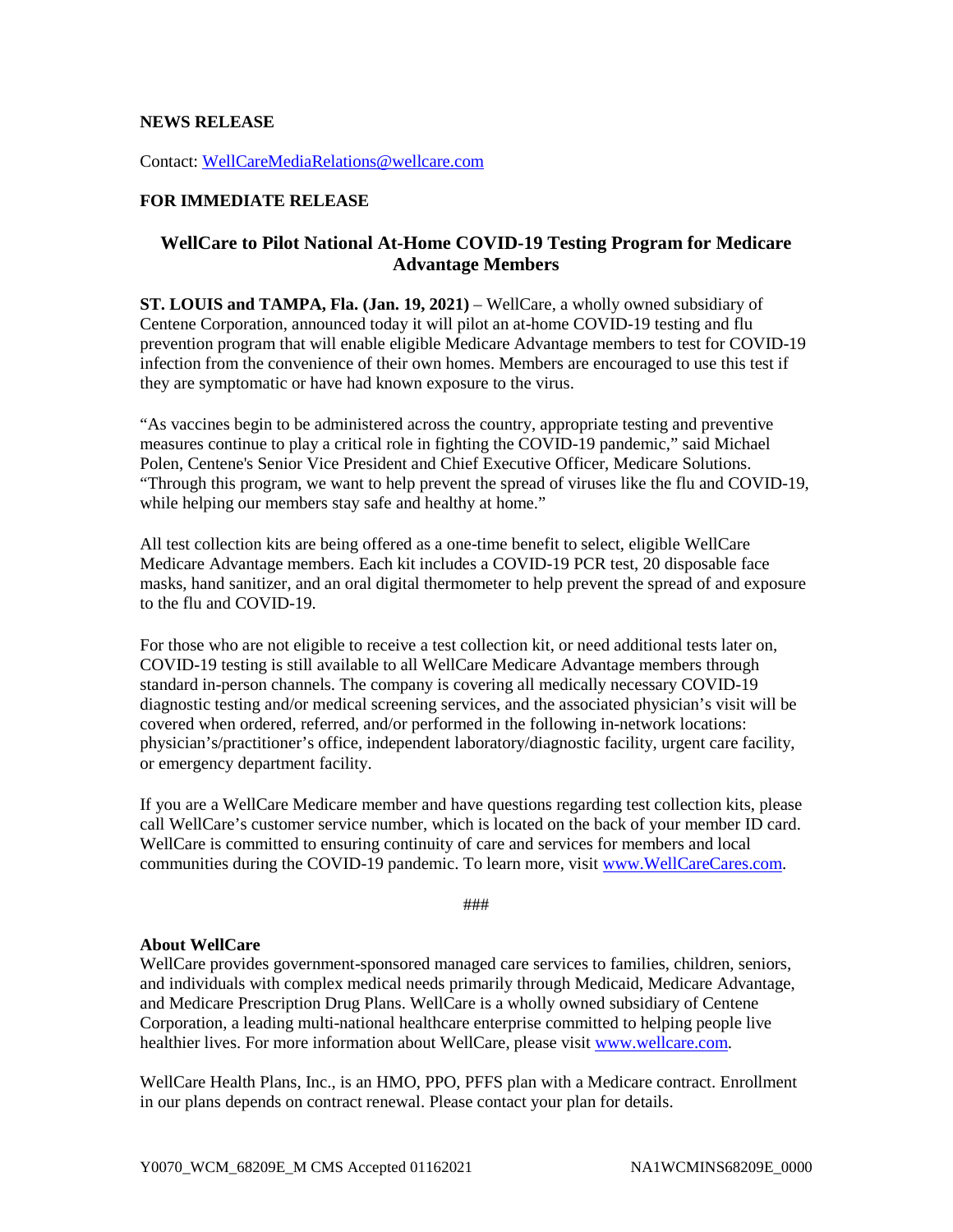**NEWS RELEASE**

Contact: WellCareMediaRelations@wellcare.com

**FOR IMMEDIATE RELEASE**

# WellCare to Pilot National At-Home COVID-19 Testing Program for Medicare Advantage Members

**ST. LOUIS and TAMPA, Fla. (Jan. 19, 2021)** – WellCare, a wholly owned subsidiary of Centene Corporation, announced today it will pilot an at-home COVID-19 testing and flu prevention program that will enable eligible Medicare Advantage members to test for COVID-19 infection from the convenience of their own homes. Members are encouraged to use this test if they are symptomatic or have had known exposure to the virus.

"As vaccines begin to be administered across the country, appropriate testing and preventive measures continue to play a critical role in fighting the COVID-19 pandemic," said Michael Polen, Centene's Senior Vice President and Chief Executive Officer, Medicare Solutions. "Through this program, we want to help prevent the spread of viruses like the flu and COVID-19, while helping our members stay safe and healthy at home."

All test collection kits are being offered as a one-time benefit to select, eligible WellCare Medicare Advantage members. Each kit includes a COVID-19 PCR test, 20 disposable face masks, hand sanitizer, and an oral digital thermometer to help prevent the spread of and exposure to the flu and COVID-19.

For those who are not eligible to receive a test collection kit, or need additional tests later on, COVID-19 testing is still available to all WellCare Medicare Advantage members through standard in-person channels. The company is covering all medically necessary COVID-19 diagnostic testing and/or medical screening services, and the associated physician's visit will be covered when ordered, referred, and/or performed in the following in-network locations: physician's/practitioner's office, independent laboratory/diagnostic facility, urgent care facility, or emergency department facility.

If you are a WellCare Medicare member and have questions regarding test collection kits, please call WellCare's customer service number, which is located on the back of your member ID card. WellCare is committed to ensuring continuity of care and services for members and local communities during the COVID-19 pandemic. To learn more, visit www.WellCareCares.com.

###

**About WellCare**
WellCare provides government-sponsored managed care services to families, children, seniors, and individuals with complex medical needs primarily through Medicaid, Medicare Advantage, and Medicare Prescription Drug Plans. WellCare is a wholly owned subsidiary of Centene Corporation, a leading multi-national healthcare enterprise committed to helping people live healthier lives. For more information about WellCare, please visit www.wellcare.com.

WellCare Health Plans, Inc., is an HMO, PPO, PFFS plan with a Medicare contract. Enrollment in our plans depends on contract renewal. Please contact your plan for details.

Y0070_WCM_68209E_M CMS Accepted 01162021 NA1WCMINS68209E_0000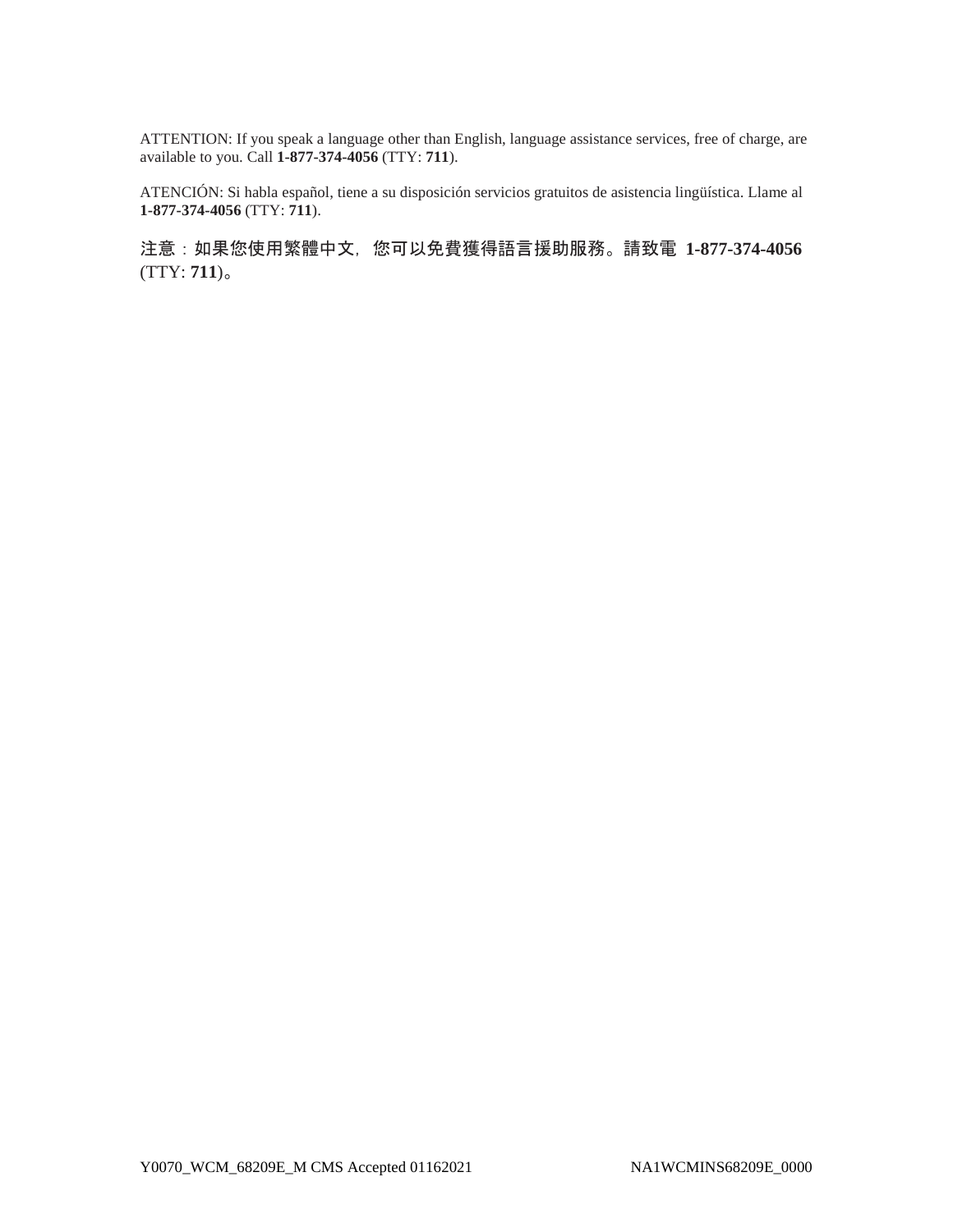ATTENTION: If you speak a language other than English, language assistance services, free of charge, are available to you. Call **1-877-374-4056** (TTY: **711**).

ATENCIÓN: Si habla español, tiene a su disposición servicios gratuitos de asistencia lingüística. Llame al **1-877-374-4056** (TTY: **711**).

注意：如果您使用繁體中文，您可以免費獲得語言援助服務。請致電 **1-877-374-4056** (TTY: **711**)。

Y0070_WCM_68209E_M CMS Accepted 01162021

NA1WCMINS68209E_0000